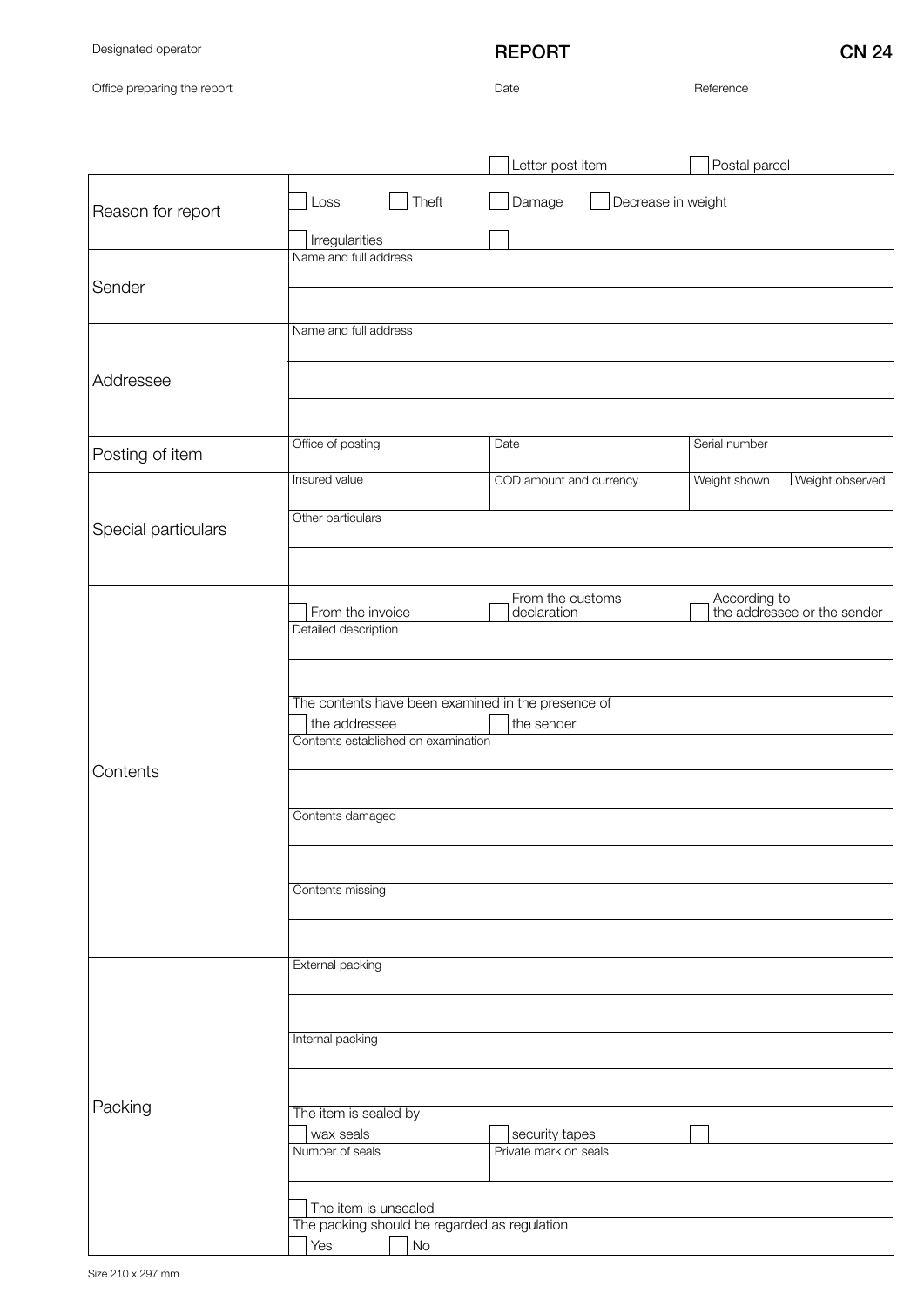Designated operator

# REPORT

**CN 24**

Office preparing the report

Date

Reference

| | ☐ Letter-post item | ☐ Postal parcel | |
|---|---|---|---|
| Reason for report | ☐ Loss ☐ Theft | ☐ Damage ☐ Decrease in weight | |
| | ☐ Irregularities | ☐ | |
| Sender | Name and full address | | |
| | | | |
| Addressee | Name and full address | | |
| | | | |
| | | | |
| Posting of item | Office of posting | Date | Serial number |
| Special particulars | Insured value | COD amount and currency | Weight shown / Weight observed |
| | Other particulars | | |
| | | | |
| Contents | ☐ From the invoice | ☐ From the customs declaration | ☐ According to the addressee or the sender |
| | Detailed description | | |
| | | | |
| | The contents have been examined in the presence of | | |
| | ☐ the addressee | ☐ the sender | |
| | Contents established on examination | | |
| | | | |
| | Contents damaged | | |
| | | | |
| | Contents missing | | |
| | | | |
| Packing | External packing | | |
| | | | |
| | Internal packing | | |
| | | | |
| | The item is sealed by | | |
| | ☐ wax seals | ☐ security tapes | ☐ |
| | Number of seals | Private mark on seals | |
| | ☐ The item is unsealed | | |
| | The packing should be regarded as regulation | | |
| | ☐ Yes ☐ No | | |

Size 210 x 297 mm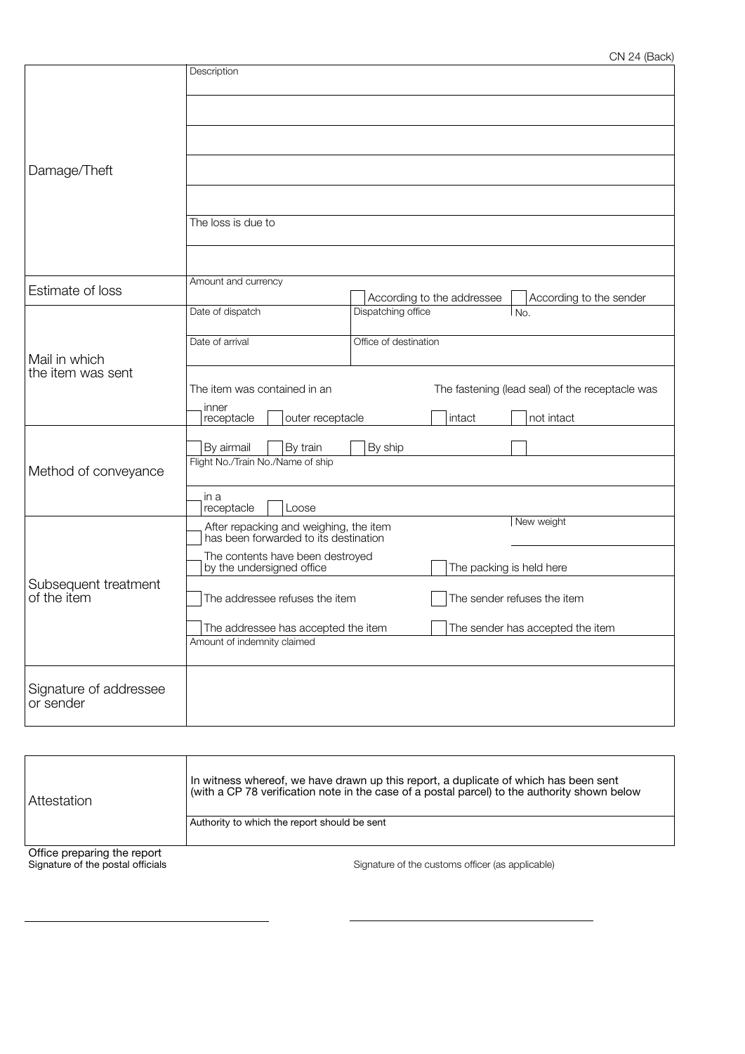CN 24 (Back)

| | |
|---|---|
| Damage/Theft | Description |
| | |
| | |
| | |
| | |
| | The loss is due to |
| | |
| Estimate of loss | Amount and currency ☐ According to the addressee ☐ According to the sender |
| Mail in which the item was sent | Date of dispatch / Dispatching office / No. |
| | Date of arrival / Office of destination |
| | The item was contained in an ☐ inner receptacle ☐ outer receptacle / The fastening (lead seal) of the receptacle was ☐ intact ☐ not intact |
| Method of conveyance | ☐ By airmail ☐ By train ☐ By ship ☐ |
| | Flight No./Train No./Name of ship |
| | ☐ in a receptacle ☐ Loose |
| Subsequent treatment of the item | ☐ After repacking and weighing, the item has been forwarded to its destination / New weight |
| | ☐ The contents have been destroyed by the undersigned office ☐ The packing is held here |
| | ☐ The addressee refuses the item ☐ The sender refuses the item |
| | ☐ The addressee has accepted the item ☐ The sender has accepted the item |
| | Amount of indemnity claimed |
| Signature of addressee or sender | |

| | |
|---|---|
| Attestation | In witness whereof, we have drawn up this report, a duplicate of which has been sent (with a CP 78 verification note in the case of a postal parcel) to the authority shown below |
| | Authority to which the report should be sent |

Office preparing the report
Signature of the postal officials

Signature of the customs officer (as applicable)